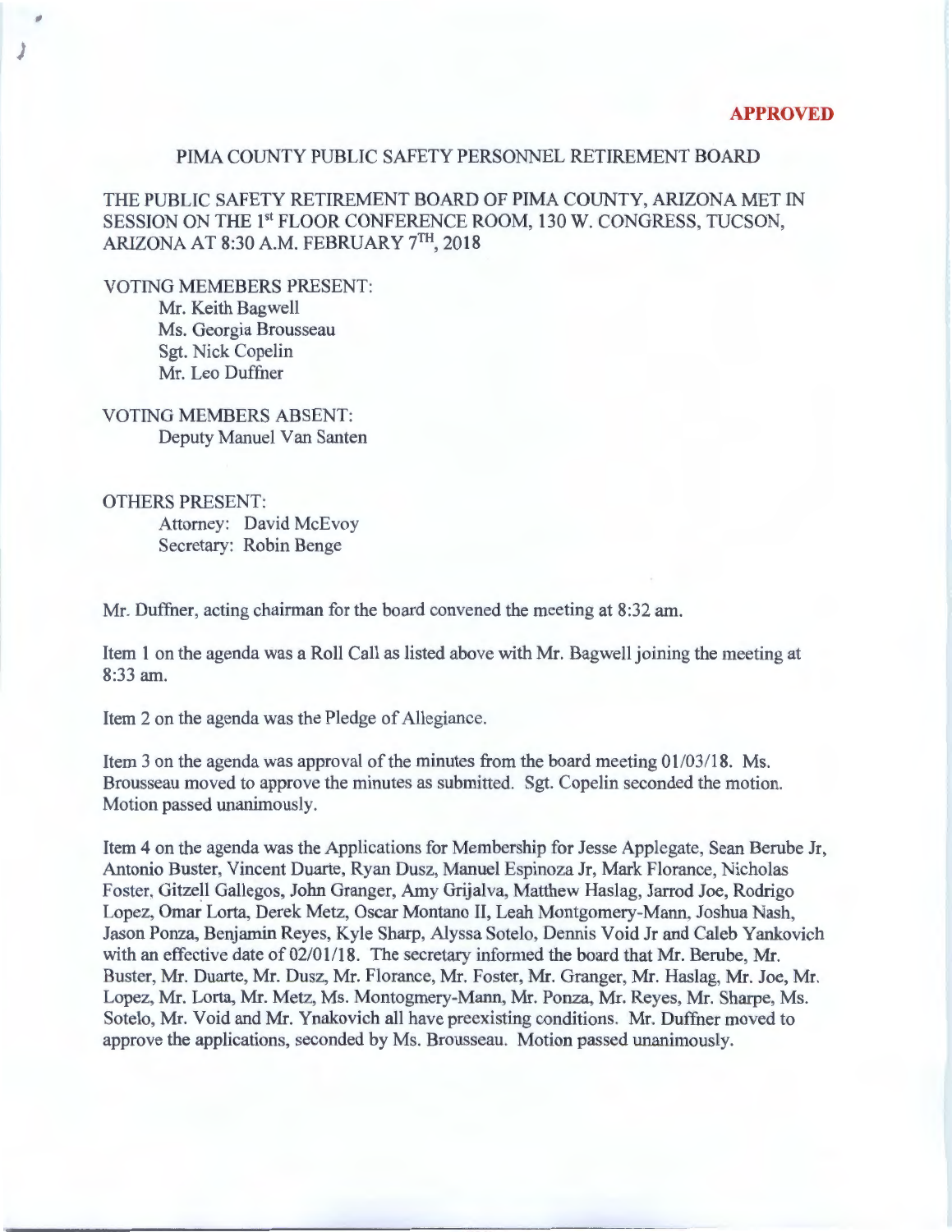**APPROVED**

PIMA COUNTY PUBLIC SAFETY PERSONNEL RETIREMENT BOARD

THE PUBLIC SAFETY RETIREMENT BOARD OF PIMA COUNTY, ARIZONA MET IN SESSION ON THE 1st FLOOR CONFERENCE ROOM, 130 W. CONGRESS, TUCSON, ARIZONA AT 8:30 A.M. FEBRUARY 7TH, 2018

VOTING MEMEBERS PRESENT:
Mr. Keith Bagwell
Ms. Georgia Brousseau
Sgt. Nick Copelin
Mr. Leo Duffner

VOTING MEMBERS ABSENT:
Deputy Manuel Van Santen

OTHERS PRESENT:
Attorney: David McEvoy
Secretary: Robin Benge

Mr. Duffner, acting chairman for the board convened the meeting at 8:32 am.

Item 1 on the agenda was a Roll Call as listed above with Mr. Bagwell joining the meeting at 8:33 am.

Item 2 on the agenda was the Pledge of Allegiance.

Item 3 on the agenda was approval of the minutes from the board meeting 01/03/18. Ms. Brousseau moved to approve the minutes as submitted. Sgt. Copelin seconded the motion. Motion passed unanimously.

Item 4 on the agenda was the Applications for Membership for Jesse Applegate, Sean Berube Jr, Antonio Buster, Vincent Duarte, Ryan Dusz, Manuel Espinoza Jr, Mark Florance, Nicholas Foster, Gitzell Gallegos, John Granger, Amy Grijalva, Matthew Haslag, Jarrod Joe, Rodrigo Lopez, Omar Lorta, Derek Metz, Oscar Montano II, Leah Montgomery-Mann, Joshua Nash, Jason Ponza, Benjamin Reyes, Kyle Sharp, Alyssa Sotelo, Dennis Void Jr and Caleb Yankovich with an effective date of 02/01/18. The secretary informed the board that Mr. Berube, Mr. Buster, Mr. Duarte, Mr. Dusz, Mr. Florance, Mr. Foster, Mr. Granger, Mr. Haslag, Mr. Joe, Mr. Lopez, Mr. Lorta, Mr. Metz, Ms. Montgomery-Mann, Mr. Ponza, Mr. Reyes, Mr. Sharpe, Ms. Sotelo, Mr. Void and Mr. Ynakovich all have preexisting conditions. Mr. Duffner moved to approve the applications, seconded by Ms. Brousseau. Motion passed unanimously.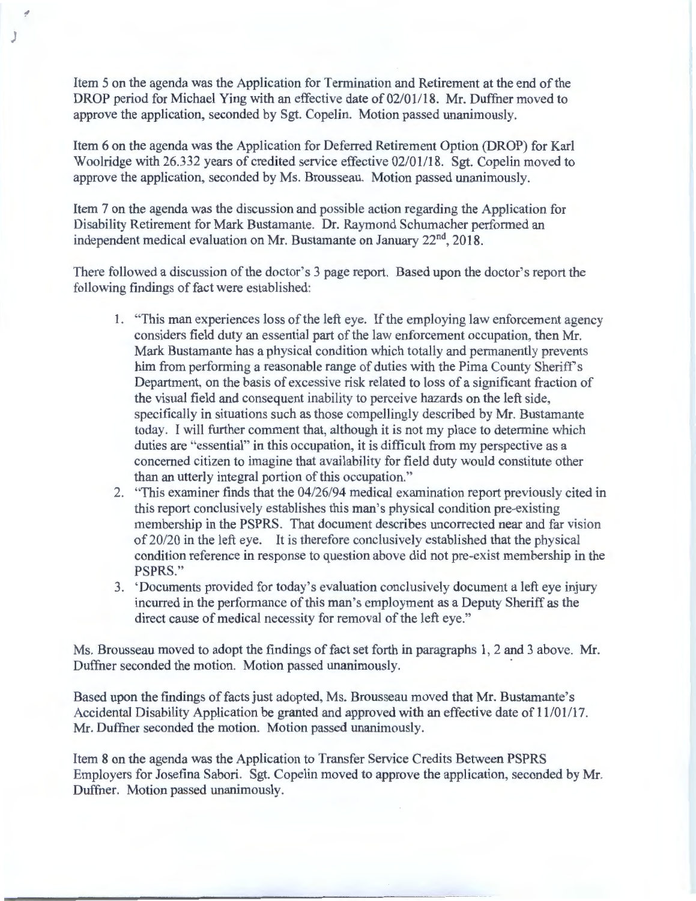Item 5 on the agenda was the Application for Termination and Retirement at the end of the DROP period for Michael Ying with an effective date of 02/01/18. Mr. Duffner moved to approve the application, seconded by Sgt. Copelin. Motion passed unanimously.

Item 6 on the agenda was the Application for Deferred Retirement Option (DROP) for Karl Woolridge with 26.332 years of credited service effective 02/01/18. Sgt. Copelin moved to approve the application, seconded by Ms. Brousseau. Motion passed unanimously.

Item 7 on the agenda was the discussion and possible action regarding the Application for Disability Retirement for Mark Bustamante. Dr. Raymond Schumacher performed an independent medical evaluation on Mr. Bustamante on January 22nd, 2018.

There followed a discussion of the doctor's 3 page report. Based upon the doctor's report the following findings of fact were established:

1. "This man experiences loss of the left eye. If the employing law enforcement agency considers field duty an essential part of the law enforcement occupation, then Mr. Mark Bustamante has a physical condition which totally and permanently prevents him from performing a reasonable range of duties with the Pima County Sheriff's Department, on the basis of excessive risk related to loss of a significant fraction of the visual field and consequent inability to perceive hazards on the left side, specifically in situations such as those compellingly described by Mr. Bustamante today. I will further comment that, although it is not my place to determine which duties are "essential" in this occupation, it is difficult from my perspective as a concerned citizen to imagine that availability for field duty would constitute other than an utterly integral portion of this occupation."
2. "This examiner finds that the 04/26/94 medical examination report previously cited in this report conclusively establishes this man's physical condition pre-existing membership in the PSPRS. That document describes uncorrected near and far vision of 20/20 in the left eye. It is therefore conclusively established that the physical condition reference in response to question above did not pre-exist membership in the PSPRS."
3. 'Documents provided for today's evaluation conclusively document a left eye injury incurred in the performance of this man's employment as a Deputy Sheriff as the direct cause of medical necessity for removal of the left eye."

Ms. Brousseau moved to adopt the findings of fact set forth in paragraphs 1, 2 and 3 above. Mr. Duffner seconded the motion. Motion passed unanimously.

Based upon the findings of facts just adopted, Ms. Brousseau moved that Mr. Bustamante's Accidental Disability Application be granted and approved with an effective date of 11/01/17. Mr. Duffner seconded the motion. Motion passed unanimously.

Item 8 on the agenda was the Application to Transfer Service Credits Between PSPRS Employers for Josefina Sabori. Sgt. Copelin moved to approve the application, seconded by Mr. Duffner. Motion passed unanimously.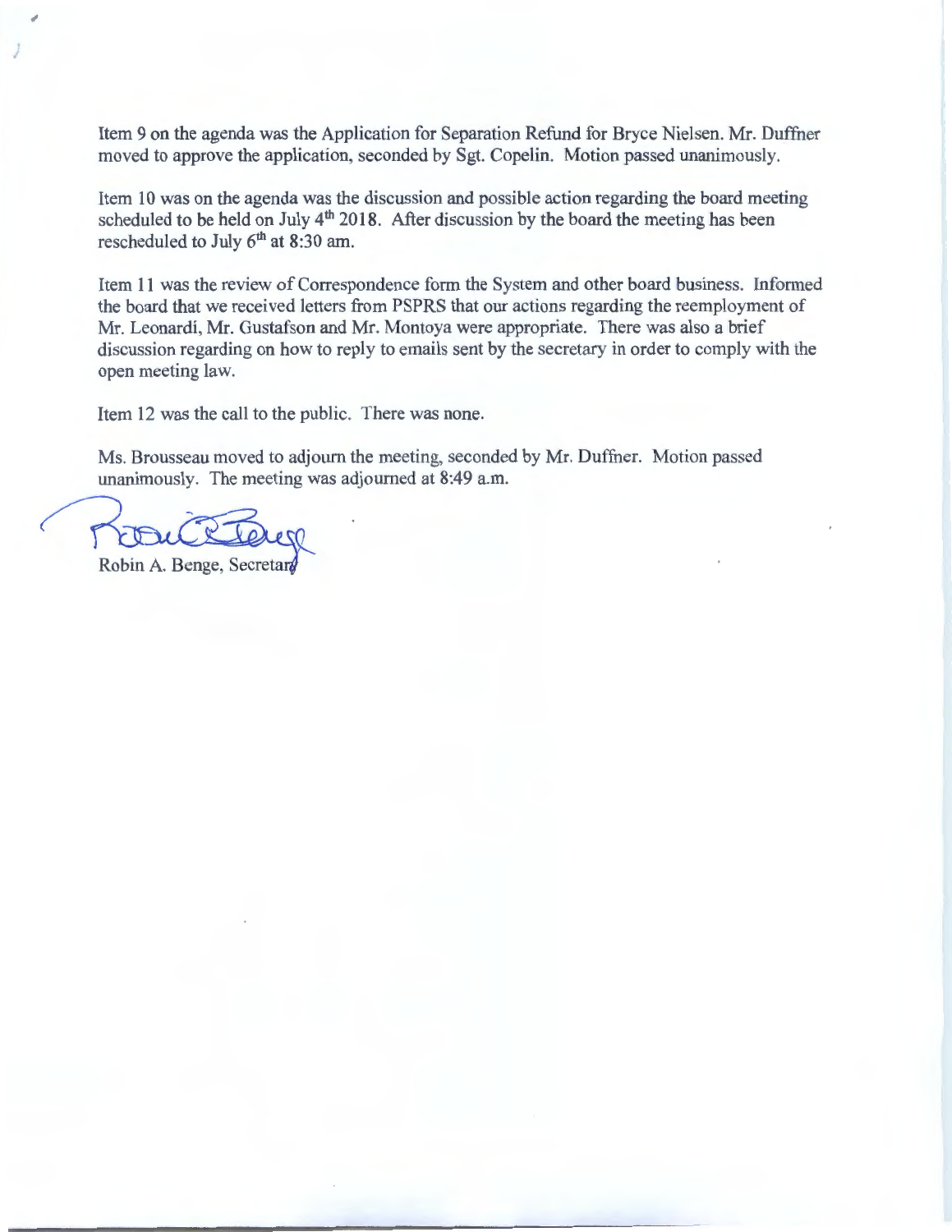Item 9 on the agenda was the Application for Separation Refund for Bryce Nielsen. Mr. Duffner moved to approve the application, seconded by Sgt. Copelin. Motion passed unanimously.

Item 10 was on the agenda was the discussion and possible action regarding the board meeting scheduled to be held on July 4th 2018. After discussion by the board the meeting has been rescheduled to July 6th at 8:30 am.

Item 11 was the review of Correspondence form the System and other board business. Informed the board that we received letters from PSPRS that our actions regarding the reemployment of Mr. Leonardi, Mr. Gustafson and Mr. Montoya were appropriate. There was also a brief discussion regarding on how to reply to emails sent by the secretary in order to comply with the open meeting law.

Item 12 was the call to the public. There was none.

Ms. Brousseau moved to adjourn the meeting, seconded by Mr. Duffner. Motion passed unanimously. The meeting was adjourned at 8:49 a.m.

Robin A. Benge, Secretary